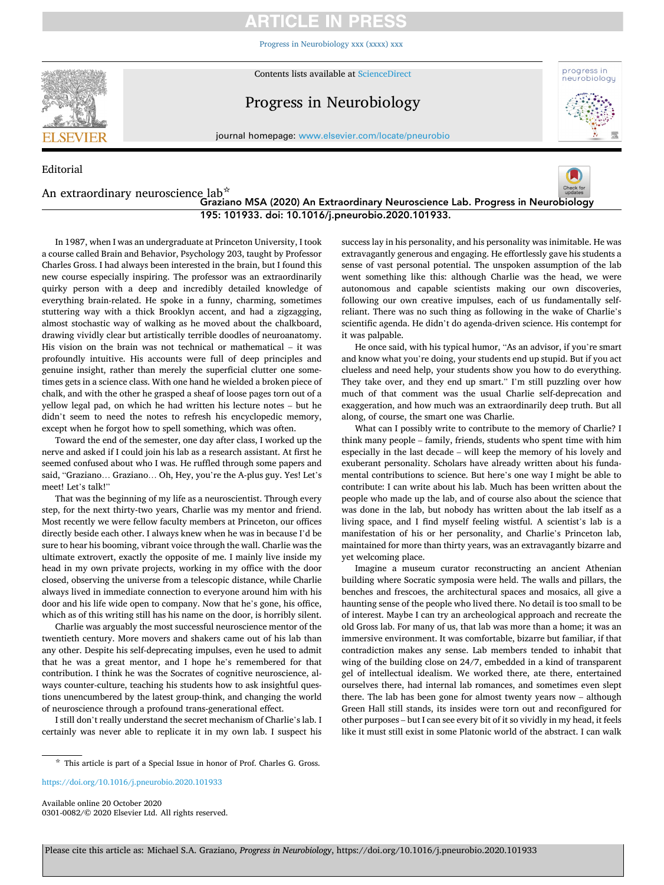Editorial

# An extraordinary neuroscience lab[☆]

Graziano MSA (2020) An Extraordinary Neuroscience Lab. Progress in Neurobiology 195: 101933. doi: 10.1016/j.pneurobio.2020.101933.

In 1987, when I was an undergraduate at Princeton University, I took a course called Brain and Behavior, Psychology 203, taught by Professor Charles Gross. I had always been interested in the brain, but I found this new course especially inspiring. The professor was an extraordinarily quirky person with a deep and incredibly detailed knowledge of everything brain-related. He spoke in a funny, charming, sometimes stuttering way with a thick Brooklyn accent, and had a zigzagging, almost stochastic way of walking as he moved about the chalkboard, drawing vividly clear but artistically terrible doodles of neuroanatomy. His vision on the brain was not technical or mathematical – it was profoundly intuitive. His accounts were full of deep principles and genuine insight, rather than merely the superficial clutter one sometimes gets in a science class. With one hand he wielded a broken piece of chalk, and with the other he grasped a sheaf of loose pages torn out of a yellow legal pad, on which he had written his lecture notes – but he didn't seem to need the notes to refresh his encyclopedic memory, except when he forgot how to spell something, which was often.

Toward the end of the semester, one day after class, I worked up the nerve and asked if I could join his lab as a research assistant. At first he seemed confused about who I was. He ruffled through some papers and said, "Graziano… Graziano… Oh, Hey, you're the A-plus guy. Yes! Let's meet! Let's talk!"

That was the beginning of my life as a neuroscientist. Through every step, for the next thirty-two years, Charlie was my mentor and friend. Most recently we were fellow faculty members at Princeton, our offices directly beside each other. I always knew when he was in because I'd be sure to hear his booming, vibrant voice through the wall. Charlie was the ultimate extrovert, exactly the opposite of me. I mainly live inside my head in my own private projects, working in my office with the door closed, observing the universe from a telescopic distance, while Charlie always lived in immediate connection to everyone around him with his door and his life wide open to company. Now that he's gone, his office, which as of this writing still has his name on the door, is horribly silent.

Charlie was arguably the most successful neuroscience mentor of the twentieth century. More movers and shakers came out of his lab than any other. Despite his self-deprecating impulses, even he used to admit that he was a great mentor, and I hope he's remembered for that contribution. I think he was the Socrates of cognitive neuroscience, always counter-culture, teaching his students how to ask insightful questions unencumbered by the latest group-think, and changing the world of neuroscience through a profound trans-generational effect.

I still don't really understand the secret mechanism of Charlie's lab. I certainly was never able to replicate it in my own lab. I suspect his success lay in his personality, and his personality was inimitable. He was extravagantly generous and engaging. He effortlessly gave his students a sense of vast personal potential. The unspoken assumption of the lab went something like this: although Charlie was the head, we were autonomous and capable scientists making our own discoveries, following our own creative impulses, each of us fundamentally self-reliant. There was no such thing as following in the wake of Charlie's scientific agenda. He didn't do agenda-driven science. His contempt for it was palpable.

He once said, with his typical humor, "As an advisor, if you're smart and know what you're doing, your students end up stupid. But if you act clueless and need help, your students show you how to do everything. They take over, and they end up smart." I'm still puzzling over how much of that comment was the usual Charlie self-deprecation and exaggeration, and how much was an extraordinarily deep truth. But all along, of course, the smart one was Charlie.

What can I possibly write to contribute to the memory of Charlie? I think many people – family, friends, students who spent time with him especially in the last decade – will keep the memory of his lovely and exuberant personality. Scholars have already written about his fundamental contributions to science. But here's one way I might be able to contribute: I can write about his lab. Much has been written about the people who made up the lab, and of course also about the science that was done in the lab, but nobody has written about the lab itself as a living space, and I find myself feeling wistful. A scientist's lab is a manifestation of his or her personality, and Charlie's Princeton lab, maintained for more than thirty years, was an extravagantly bizarre and yet welcoming place.

Imagine a museum curator reconstructing an ancient Athenian building where Socratic symposia were held. The walls and pillars, the benches and frescoes, the architectural spaces and mosaics, all give a haunting sense of the people who lived there. No detail is too small to be of interest. Maybe I can try an archeological approach and recreate the old Gross lab. For many of us, that lab was more than a home; it was an immersive environment. It was comfortable, bizarre but familiar, if that contradiction makes any sense. Lab members tended to inhabit that wing of the building close on 24/7, embedded in a kind of transparent gel of intellectual idealism. We worked there, ate there, entertained ourselves there, had internal lab romances, and sometimes even slept there. The lab has been gone for almost twenty years now – although Green Hall still stands, its insides were torn out and reconfigured for other purposes – but I can see every bit of it so vividly in my head, it feels like it must still exist in some Platonic world of the abstract. I can walk

[☆] This article is part of a Special Issue in honor of Prof. Charles G. Gross.

https://doi.org/10.1016/j.pneurobio.2020.101933

Available online 20 October 2020
0301-0082/© 2020 Elsevier Ltd. All rights reserved.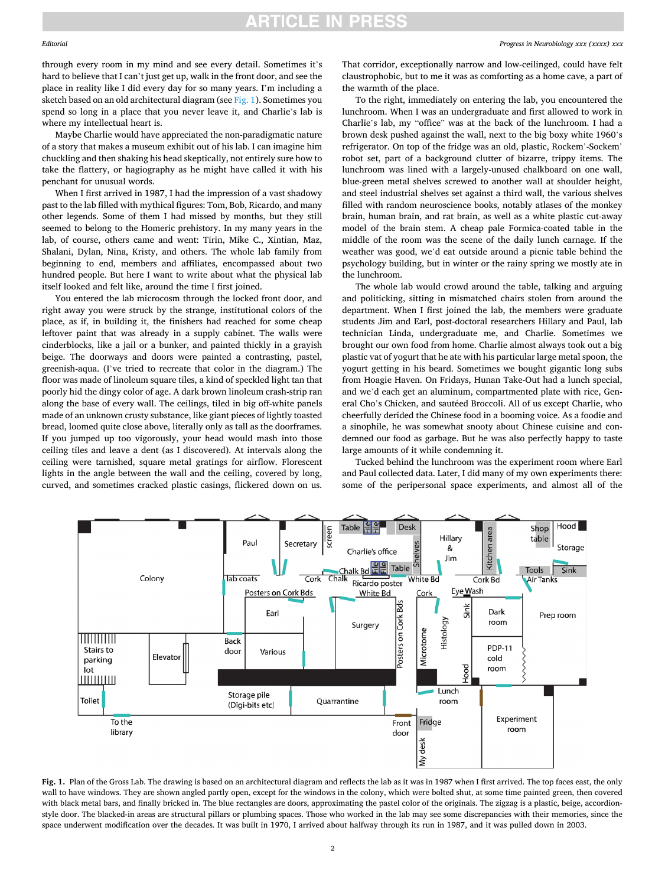through every room in my mind and see every detail. Sometimes it's hard to believe that I can't just get up, walk in the front door, and see the place in reality like I did every day for so many years. I'm including a sketch based on an old architectural diagram (see Fig. 1). Sometimes you spend so long in a place that you never leave it, and Charlie's lab is where my intellectual heart is.

Maybe Charlie would have appreciated the non-paradigmatic nature of a story that makes a museum exhibit out of his lab. I can imagine him chuckling and then shaking his head skeptically, not entirely sure how to take the flattery, or hagiography as he might have called it with his penchant for unusual words.

When I first arrived in 1987, I had the impression of a vast shadowy past to the lab filled with mythical figures: Tom, Bob, Ricardo, and many other legends. Some of them I had missed by months, but they still seemed to belong to the Homeric prehistory. In my many years in the lab, of course, others came and went: Tirin, Mike C., Xintian, Maz, Shalani, Dylan, Nina, Kristy, and others. The whole lab family from beginning to end, members and affiliates, encompassed about two hundred people. But here I want to write about what the physical lab itself looked and felt like, around the time I first joined.

You entered the lab microcosm through the locked front door, and right away you were struck by the strange, institutional colors of the place, as if, in building it, the finishers had reached for some cheap leftover paint that was already in a supply cabinet. The walls were cinderblocks, like a jail or a bunker, and painted thickly in a grayish beige. The doorways and doors were painted a contrasting, pastel, greenish-aqua. (I've tried to recreate that color in the diagram.) The floor was made of linoleum square tiles, a kind of speckled light tan that poorly hid the dingy color of age. A dark brown linoleum crash-strip ran along the base of every wall. The ceilings, tiled in big off-white panels made of an unknown crusty substance, like giant pieces of lightly toasted bread, loomed quite close above, literally only as tall as the doorframes. If you jumped up too vigorously, your head would mash into those ceiling tiles and leave a dent (as I discovered). At intervals along the ceiling were tarnished, square metal gratings for airflow. Florescent lights in the angle between the wall and the ceiling, covered by long, curved, and sometimes cracked plastic casings, flickered down on us.

That corridor, exceptionally narrow and low-ceilinged, could have felt claustrophobic, but to me it was as comforting as a home cave, a part of the warmth of the place.

To the right, immediately on entering the lab, you encountered the lunchroom. When I was an undergraduate and first allowed to work in Charlie's lab, my "office" was at the back of the lunchroom. I had a brown desk pushed against the wall, next to the big boxy white 1960's refrigerator. On top of the fridge was an old, plastic, Rockem'-Sockem' robot set, part of a background clutter of bizarre, trippy items. The lunchroom was lined with a largely-unused chalkboard on one wall, blue-green metal shelves screwed to another wall at shoulder height, and steel industrial shelves set against a third wall, the various shelves filled with random neuroscience books, notably atlases of the monkey brain, human brain, and rat brain, as well as a white plastic cut-away model of the brain stem. A cheap pale Formica-coated table in the middle of the room was the scene of the daily lunch carnage. If the weather was good, we'd eat outside around a picnic table behind the psychology building, but in winter or the rainy spring we mostly ate in the lunchroom.

The whole lab would crowd around the table, talking and arguing and politicking, sitting in mismatched chairs stolen from around the department. When I first joined the lab, the members were graduate students Jim and Earl, post-doctoral researchers Hillary and Paul, lab technician Linda, undergraduate me, and Charlie. Sometimes we brought our own food from home. Charlie almost always took out a big plastic vat of yogurt that he ate with his particular large metal spoon, the yogurt getting in his beard. Sometimes we bought gigantic long subs from Hoagie Haven. On Fridays, Hunan Take-Out had a lunch special, and we'd each get an aluminum, compartmented plate with rice, General Cho's Chicken, and sautéed Broccoli. All of us except Charlie, who cheerfully derided the Chinese food in a booming voice. As a foodie and a sinophile, he was somewhat snooty about Chinese cuisine and condemned our food as garbage. But he was also perfectly happy to taste large amounts of it while condemning it.

Tucked behind the lunchroom was the experiment room where Earl and Paul collected data. Later, I did many of my own experiments there: some of the peripersonal space experiments, and almost all of the

**Fig. 1.** Plan of the Gross Lab. The drawing is based on an architectural diagram and reflects the lab as it was in 1987 when I first arrived. The top faces east, the only wall to have windows. They are shown angled partly open, except for the windows in the colony, which were bolted shut, at some time painted green, then covered with black metal bars, and finally bricked in. The blue rectangles are doors, approximating the pastel color of the originals. The zigzag is a plastic, beige, accordion-style door. The blacked-in areas are structural pillars or plumbing spaces. Those who worked in the lab may see some discrepancies with their memories, since the space underwent modification over the decades. It was built in 1970, I arrived about halfway through its run in 1987, and it was pulled down in 2003.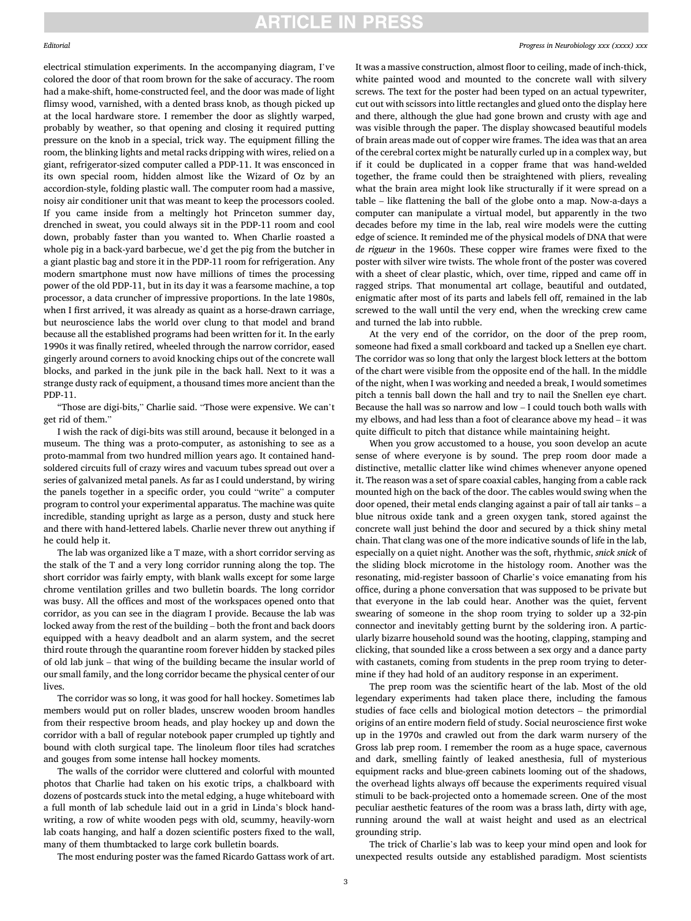electrical stimulation experiments. In the accompanying diagram, I've colored the door of that room brown for the sake of accuracy. The room had a make-shift, home-constructed feel, and the door was made of light flimsy wood, varnished, with a dented brass knob, as though picked up at the local hardware store. I remember the door as slightly warped, probably by weather, so that opening and closing it required putting pressure on the knob in a special, trick way. The equipment filling the room, the blinking lights and metal racks dripping with wires, relied on a giant, refrigerator-sized computer called a PDP-11. It was ensconced in its own special room, hidden almost like the Wizard of Oz by an accordion-style, folding plastic wall. The computer room had a massive, noisy air conditioner unit that was meant to keep the processors cooled. If you came inside from a meltingly hot Princeton summer day, drenched in sweat, you could always sit in the PDP-11 room and cool down, probably faster than you wanted to. When Charlie roasted a whole pig in a back-yard barbecue, we'd get the pig from the butcher in a giant plastic bag and store it in the PDP-11 room for refrigeration. Any modern smartphone must now have millions of times the processing power of the old PDP-11, but in its day it was a fearsome machine, a top processor, a data cruncher of impressive proportions. In the late 1980s, when I first arrived, it was already as quaint as a horse-drawn carriage, but neuroscience labs the world over clung to that model and brand because all the established programs had been written for it. In the early 1990s it was finally retired, wheeled through the narrow corridor, eased gingerly around corners to avoid knocking chips out of the concrete wall blocks, and parked in the junk pile in the back hall. Next to it was a strange dusty rack of equipment, a thousand times more ancient than the PDP-11.

"Those are digi-bits," Charlie said. "Those were expensive. We can't get rid of them."

I wish the rack of digi-bits was still around, because it belonged in a museum. The thing was a proto-computer, as astonishing to see as a proto-mammal from two hundred million years ago. It contained hand-soldered circuits full of crazy wires and vacuum tubes spread out over a series of galvanized metal panels. As far as I could understand, by wiring the panels together in a specific order, you could "write" a computer program to control your experimental apparatus. The machine was quite incredible, standing upright as large as a person, dusty and stuck here and there with hand-lettered labels. Charlie never threw out anything if he could help it.

The lab was organized like a T maze, with a short corridor serving as the stalk of the T and a very long corridor running along the top. The short corridor was fairly empty, with blank walls except for some large chrome ventilation grilles and two bulletin boards. The long corridor was busy. All the offices and most of the workspaces opened onto that corridor, as you can see in the diagram I provide. Because the lab was locked away from the rest of the building – both the front and back doors equipped with a heavy deadbolt and an alarm system, and the secret third route through the quarantine room forever hidden by stacked piles of old lab junk – that wing of the building became the insular world of our small family, and the long corridor became the physical center of our lives.

The corridor was so long, it was good for hall hockey. Sometimes lab members would put on roller blades, unscrew wooden broom handles from their respective broom heads, and play hockey up and down the corridor with a ball of regular notebook paper crumpled up tightly and bound with cloth surgical tape. The linoleum floor tiles had scratches and gouges from some intense hall hockey moments.

The walls of the corridor were cluttered and colorful with mounted photos that Charlie had taken on his exotic trips, a chalkboard with dozens of postcards stuck into the metal edging, a huge whiteboard with a full month of lab schedule laid out in a grid in Linda's block handwriting, a row of white wooden pegs with old, scummy, heavily-worn lab coats hanging, and half a dozen scientific posters fixed to the wall, many of them thumbtacked to large cork bulletin boards.

The most enduring poster was the famed Ricardo Gattass work of art. It was a massive construction, almost floor to ceiling, made of inch-thick, white painted wood and mounted to the concrete wall with silvery screws. The text for the poster had been typed on an actual typewriter, cut out with scissors into little rectangles and glued onto the display here and there, although the glue had gone brown and crusty with age and was visible through the paper. The display showcased beautiful models of brain areas made out of copper wire frames. The idea was that an area of the cerebral cortex might be naturally curled up in a complex way, but if it could be duplicated in a copper frame that was hand-welded together, the frame could then be straightened with pliers, revealing what the brain area might look like structurally if it were spread on a table – like flattening the ball of the globe onto a map. Now-a-days a computer can manipulate a virtual model, but apparently in the two decades before my time in the lab, real wire models were the cutting edge of science. It reminded me of the physical models of DNA that were *de rigueur* in the 1960s. These copper wire frames were fixed to the poster with silver wire twists. The whole front of the poster was covered with a sheet of clear plastic, which, over time, ripped and came off in ragged strips. That monumental art collage, beautiful and outdated, enigmatic after most of its parts and labels fell off, remained in the lab screwed to the wall until the very end, when the wrecking crew came and turned the lab into rubble.

At the very end of the corridor, on the door of the prep room, someone had fixed a small corkboard and tacked up a Snellen eye chart. The corridor was so long that only the largest block letters at the bottom of the chart were visible from the opposite end of the hall. In the middle of the night, when I was working and needed a break, I would sometimes pitch a tennis ball down the hall and try to nail the Snellen eye chart. Because the hall was so narrow and low – I could touch both walls with my elbows, and had less than a foot of clearance above my head – it was quite difficult to pitch that distance while maintaining height.

When you grow accustomed to a house, you soon develop an acute sense of where everyone is by sound. The prep room door made a distinctive, metallic clatter like wind chimes whenever anyone opened it. The reason was a set of spare coaxial cables, hanging from a cable rack mounted high on the back of the door. The cables would swing when the door opened, their metal ends clanging against a pair of tall air tanks – a blue nitrous oxide tank and a green oxygen tank, stored against the concrete wall just behind the door and secured by a thick shiny metal chain. That clang was one of the more indicative sounds of life in the lab, especially on a quiet night. Another was the soft, rhythmic, *snick snick* of the sliding block microtome in the histology room. Another was the resonating, mid-register bassoon of Charlie's voice emanating from his office, during a phone conversation that was supposed to be private but that everyone in the lab could hear. Another was the quiet, fervent swearing of someone in the shop room trying to solder up a 32-pin connector and inevitably getting burnt by the soldering iron. A particularly bizarre household sound was the hooting, clapping, stamping and clicking, that sounded like a cross between a sex orgy and a dance party with castanets, coming from students in the prep room trying to determine if they had hold of an auditory response in an experiment.

The prep room was the scientific heart of the lab. Most of the old legendary experiments had taken place there, including the famous studies of face cells and biological motion detectors – the primordial origins of an entire modern field of study. Social neuroscience first woke up in the 1970s and crawled out from the dark warm nursery of the Gross lab prep room. I remember the room as a huge space, cavernous and dark, smelling faintly of leaked anesthesia, full of mysterious equipment racks and blue-green cabinets looming out of the shadows, the overhead lights always off because the experiments required visual stimuli to be back-projected onto a homemade screen. One of the most peculiar aesthetic features of the room was a brass lath, dirty with age, running around the wall at waist height and used as an electrical grounding strip.

The trick of Charlie's lab was to keep your mind open and look for unexpected results outside any established paradigm. Most scientists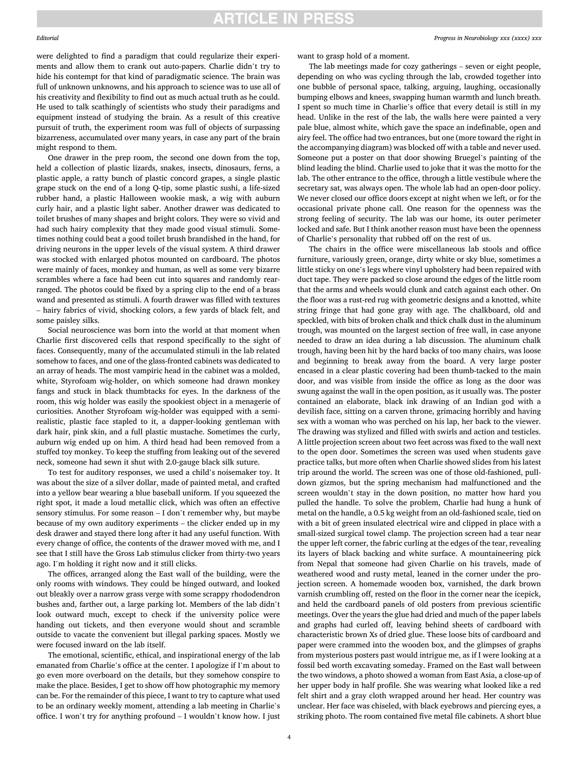were delighted to find a paradigm that could regularize their experiments and allow them to crank out auto-papers. Charlie didn't try to hide his contempt for that kind of paradigmatic science. The brain was full of unknown unknowns, and his approach to science was to use all of his creativity and flexibility to find out as much actual truth as he could. He used to talk scathingly of scientists who study their paradigms and equipment instead of studying the brain. As a result of this creative pursuit of truth, the experiment room was full of objects of surpassing bizarreness, accumulated over many years, in case any part of the brain might respond to them.

One drawer in the prep room, the second one down from the top, held a collection of plastic lizards, snakes, insects, dinosaurs, ferns, a plastic apple, a ratty bunch of plastic concord grapes, a single plastic grape stuck on the end of a long Q-tip, some plastic sushi, a life-sized rubber hand, a plastic Halloween wookie mask, a wig with auburn curly hair, and a plastic light saber. Another drawer was dedicated to toilet brushes of many shapes and bright colors. They were so vivid and had such hairy complexity that they made good visual stimuli. Sometimes nothing could beat a good toilet brush brandished in the hand, for driving neurons in the upper levels of the visual system. A third drawer was stocked with enlarged photos mounted on cardboard. The photos were mainly of faces, monkey and human, as well as some very bizarre scrambles where a face had been cut into squares and randomly rearranged. The photos could be fixed by a spring clip to the end of a brass wand and presented as stimuli. A fourth drawer was filled with textures – hairy fabrics of vivid, shocking colors, a few yards of black felt, and some paisley silks.

Social neuroscience was born into the world at that moment when Charlie first discovered cells that respond specifically to the sight of faces. Consequently, many of the accumulated stimuli in the lab related somehow to faces, and one of the glass-fronted cabinets was dedicated to an array of heads. The most vampiric head in the cabinet was a molded, white, Styrofoam wig-holder, on which someone had drawn monkey fangs and stuck in black thumbtacks for eyes. In the darkness of the room, this wig holder was easily the spookiest object in a menagerie of curiosities. Another Styrofoam wig-holder was equipped with a semi-realistic, plastic face stapled to it, a dapper-looking gentleman with dark hair, pink skin, and a full plastic mustache. Sometimes the curly, auburn wig ended up on him. A third head had been removed from a stuffed toy monkey. To keep the stuffing from leaking out of the severed neck, someone had sewn it shut with 2.0-gauge black silk suture.

To test for auditory responses, we used a child's noisemaker toy. It was about the size of a silver dollar, made of painted metal, and crafted into a yellow bear wearing a blue baseball uniform. If you squeezed the right spot, it made a loud metallic click, which was often an effective sensory stimulus. For some reason – I don't remember why, but maybe because of my own auditory experiments – the clicker ended up in my desk drawer and stayed there long after it had any useful function. With every change of office, the contents of the drawer moved with me, and I see that I still have the Gross Lab stimulus clicker from thirty-two years ago. I'm holding it right now and it still clicks.

The offices, arranged along the East wall of the building, were the only rooms with windows. They could be hinged outward, and looked out bleakly over a narrow grass verge with some scrappy rhododendron bushes and, farther out, a large parking lot. Members of the lab didn't look outward much, except to check if the university police were handing out tickets, and then everyone would shout and scramble outside to vacate the convenient but illegal parking spaces. Mostly we were focused inward on the lab itself.

The emotional, scientific, ethical, and inspirational energy of the lab emanated from Charlie's office at the center. I apologize if I'm about to go even more overboard on the details, but they somehow conspire to make the place. Besides, I get to show off how photographic my memory can be. For the remainder of this piece, I want to try to capture what used to be an ordinary weekly moment, attending a lab meeting in Charlie's office. I won't try for anything profound – I wouldn't know how. I just want to grasp hold of a moment.

The lab meetings made for cozy gatherings – seven or eight people, depending on who was cycling through the lab, crowded together into one bubble of personal space, talking, arguing, laughing, occasionally bumping elbows and knees, swapping human warmth and lunch breath. I spent so much time in Charlie's office that every detail is still in my head. Unlike in the rest of the lab, the walls here were painted a very pale blue, almost white, which gave the space an indefinable, open and airy feel. The office had two entrances, but one (more toward the right in the accompanying diagram) was blocked off with a table and never used. Someone put a poster on that door showing Bruegel's painting of the blind leading the blind. Charlie used to joke that it was the motto for the lab. The other entrance to the office, through a little vestibule where the secretary sat, was always open. The whole lab had an open-door policy. We never closed our office doors except at night when we left, or for the occasional private phone call. One reason for the openness was the strong feeling of security. The lab was our home, its outer perimeter locked and safe. But I think another reason must have been the openness of Charlie's personality that rubbed off on the rest of us.

The chairs in the office were miscellaneous lab stools and office furniture, variously green, orange, dirty white or sky blue, sometimes a little sticky on one's legs where vinyl upholstery had been repaired with duct tape. They were packed so close around the edges of the little room that the arms and wheels would clunk and catch against each other. On the floor was a rust-red rug with geometric designs and a knotted, white string fringe that had gone gray with age. The chalkboard, old and speckled, with bits of broken chalk and thick chalk dust in the aluminum trough, was mounted on the largest section of free wall, in case anyone needed to draw an idea during a lab discussion. The aluminum chalk trough, having been hit by the hard backs of too many chairs, was loose and beginning to break away from the board. A very large poster encased in a clear plastic covering had been thumb-tacked to the main door, and was visible from inside the office as long as the door was swung against the wall in the open position, as it usually was. The poster contained an elaborate, black ink drawing of an Indian god with a devilish face, sitting on a carven throne, grimacing horribly and having sex with a woman who was perched on his lap, her back to the viewer. The drawing was stylized and filled with swirls and action and testicles. A little projection screen about two feet across was fixed to the wall next to the open door. Sometimes the screen was used when students gave practice talks, but more often when Charlie showed slides from his latest trip around the world. The screen was one of those old-fashioned, pull-down gizmos, but the spring mechanism had malfunctioned and the screen wouldn't stay in the down position, no matter how hard you pulled the handle. To solve the problem, Charlie had hung a hunk of metal on the handle, a 0.5 kg weight from an old-fashioned scale, tied on with a bit of green insulated electrical wire and clipped in place with a small-sized surgical towel clamp. The projection screen had a tear near the upper left corner, the fabric curling at the edges of the tear, revealing its layers of black backing and white surface. A mountaineering pick from Nepal that someone had given Charlie on his travels, made of weathered wood and rusty metal, leaned in the corner under the projection screen. A homemade wooden box, varnished, the dark brown varnish crumbling off, rested on the floor in the corner near the icepick, and held the cardboard panels of old posters from previous scientific meetings. Over the years the glue had dried and much of the paper labels and graphs had curled off, leaving behind sheets of cardboard with characteristic brown Xs of dried glue. These loose bits of cardboard and paper were crammed into the wooden box, and the glimpses of graphs from mysterious posters past would intrigue me, as if I were looking at a fossil bed worth excavating someday. Framed on the East wall between the two windows, a photo showed a woman from East Asia, a close-up of her upper body in half profile. She was wearing what looked like a red felt shirt and a gray cloth wrapped around her head. Her country was unclear. Her face was chiseled, with black eyebrows and piercing eyes, a striking photo. The room contained five metal file cabinets. A short blue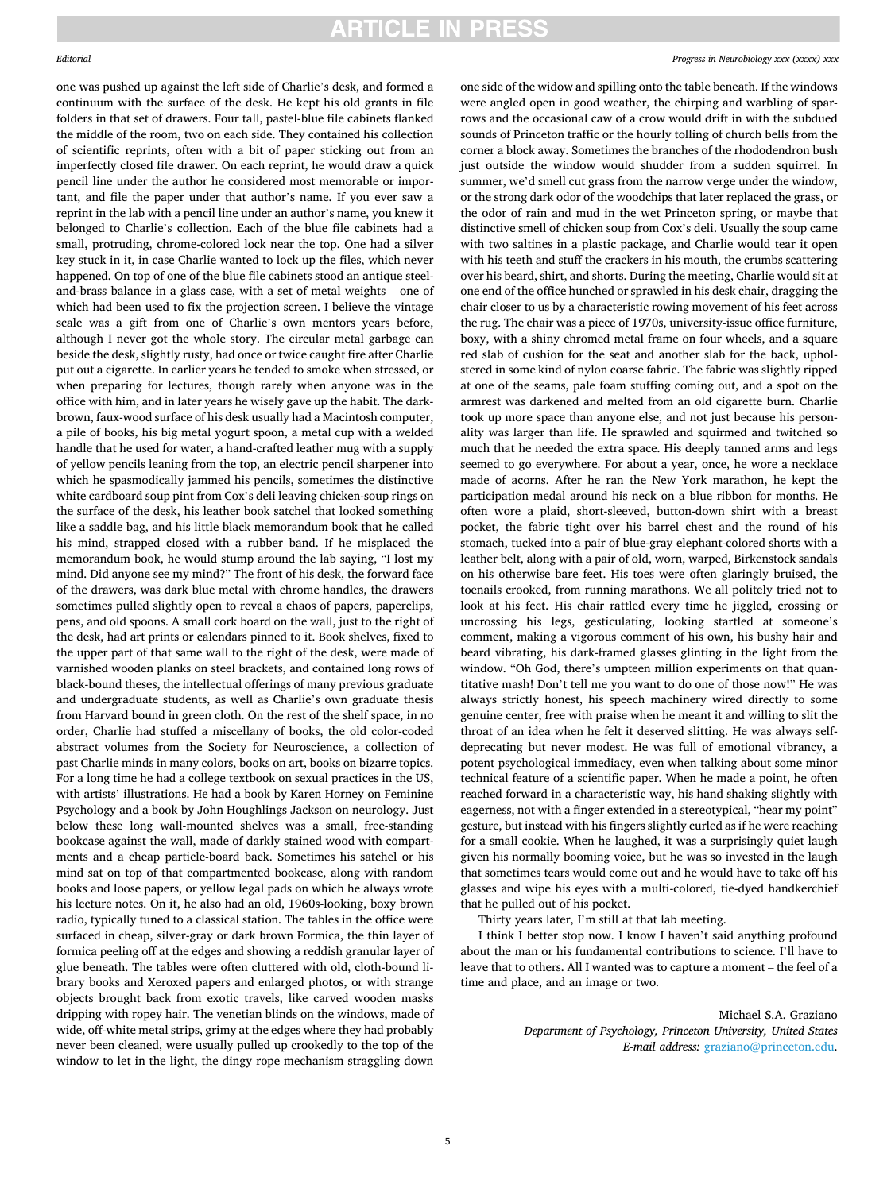one was pushed up against the left side of Charlie's desk, and formed a continuum with the surface of the desk. He kept his old grants in file folders in that set of drawers. Four tall, pastel-blue file cabinets flanked the middle of the room, two on each side. They contained his collection of scientific reprints, often with a bit of paper sticking out from an imperfectly closed file drawer. On each reprint, he would draw a quick pencil line under the author he considered most memorable or important, and file the paper under that author's name. If you ever saw a reprint in the lab with a pencil line under an author's name, you knew it belonged to Charlie's collection. Each of the blue file cabinets had a small, protruding, chrome-colored lock near the top. One had a silver key stuck in it, in case Charlie wanted to lock up the files, which never happened. On top of one of the blue file cabinets stood an antique steel-and-brass balance in a glass case, with a set of metal weights – one of which had been used to fix the projection screen. I believe the vintage scale was a gift from one of Charlie's own mentors years before, although I never got the whole story. The circular metal garbage can beside the desk, slightly rusty, had once or twice caught fire after Charlie put out a cigarette. In earlier years he tended to smoke when stressed, or when preparing for lectures, though rarely when anyone was in the office with him, and in later years he wisely gave up the habit. The dark-brown, faux-wood surface of his desk usually had a Macintosh computer, a pile of books, his big metal yogurt spoon, a metal cup with a welded handle that he used for water, a hand-crafted leather mug with a supply of yellow pencils leaning from the top, an electric pencil sharpener into which he spasmodically jammed his pencils, sometimes the distinctive white cardboard soup pint from Cox's deli leaving chicken-soup rings on the surface of the desk, his leather book satchel that looked something like a saddle bag, and his little black memorandum book that he called his mind, strapped closed with a rubber band. If he misplaced the memorandum book, he would stump around the lab saying, "I lost my mind. Did anyone see my mind?" The front of his desk, the forward face of the drawers, was dark blue metal with chrome handles, the drawers sometimes pulled slightly open to reveal a chaos of papers, paperclips, pens, and old spoons. A small cork board on the wall, just to the right of the desk, had art prints or calendars pinned to it. Book shelves, fixed to the upper part of that same wall to the right of the desk, were made of varnished wooden planks on steel brackets, and contained long rows of black-bound theses, the intellectual offerings of many previous graduate and undergraduate students, as well as Charlie's own graduate thesis from Harvard bound in green cloth. On the rest of the shelf space, in no order, Charlie had stuffed a miscellany of books, the old color-coded abstract volumes from the Society for Neuroscience, a collection of past Charlie minds in many colors, books on art, books on bizarre topics. For a long time he had a college textbook on sexual practices in the US, with artists' illustrations. He had a book by Karen Horney on Feminine Psychology and a book by John Houghlings Jackson on neurology. Just below these long wall-mounted shelves was a small, free-standing bookcase against the wall, made of darkly stained wood with compartments and a cheap particle-board back. Sometimes his satchel or his mind sat on top of that compartmented bookcase, along with random books and loose papers, or yellow legal pads on which he always wrote his lecture notes. On it, he also had an old, 1960s-looking, boxy brown radio, typically tuned to a classical station. The tables in the office were surfaced in cheap, silver-gray or dark brown Formica, the thin layer of formica peeling off at the edges and showing a reddish granular layer of glue beneath. The tables were often cluttered with old, cloth-bound library books and Xeroxed papers and enlarged photos, or with strange objects brought back from exotic travels, like carved wooden masks dripping with ropey hair. The venetian blinds on the windows, made of wide, off-white metal strips, grimy at the edges where they had probably never been cleaned, were usually pulled up crookedly to the top of the window to let in the light, the dingy rope mechanism straggling down one side of the widow and spilling onto the table beneath. If the windows were angled open in good weather, the chirping and warbling of sparrows and the occasional caw of a crow would drift in with the subdued sounds of Princeton traffic or the hourly tolling of church bells from the corner a block away. Sometimes the branches of the rhododendron bush just outside the window would shudder from a sudden squirrel. In summer, we'd smell cut grass from the narrow verge under the window, or the strong dark odor of the woodchips that later replaced the grass, or the odor of rain and mud in the wet Princeton spring, or maybe that distinctive smell of chicken soup from Cox's deli. Usually the soup came with two saltines in a plastic package, and Charlie would tear it open with his teeth and stuff the crackers in his mouth, the crumbs scattering over his beard, shirt, and shorts. During the meeting, Charlie would sit at one end of the office hunched or sprawled in his desk chair, dragging the chair closer to us by a characteristic rowing movement of his feet across the rug. The chair was a piece of 1970s, university-issue office furniture, boxy, with a shiny chromed metal frame on four wheels, and a square red slab of cushion for the seat and another slab for the back, upholstered in some kind of nylon coarse fabric. The fabric was slightly ripped at one of the seams, pale foam stuffing coming out, and a spot on the armrest was darkened and melted from an old cigarette burn. Charlie took up more space than anyone else, and not just because his personality was larger than life. He sprawled and squirmed and twitched so much that he needed the extra space. His deeply tanned arms and legs seemed to go everywhere. For about a year, once, he wore a necklace made of acorns. After he ran the New York marathon, he kept the participation medal around his neck on a blue ribbon for months. He often wore a plaid, short-sleeved, button-down shirt with a breast pocket, the fabric tight over his barrel chest and the round of his stomach, tucked into a pair of blue-gray elephant-colored shorts with a leather belt, along with a pair of old, worn, warped, Birkenstock sandals on his otherwise bare feet. His toes were often glaringly bruised, the toenails crooked, from running marathons. We all politely tried not to look at his feet. His chair rattled every time he jiggled, crossing or uncrossing his legs, gesticulating, looking startled at someone's comment, making a vigorous comment of his own, his bushy hair and beard vibrating, his dark-framed glasses glinting in the light from the window. "Oh God, there's umpteen million experiments on that quantitative mash! Don't tell me you want to do one of those now!" He was always strictly honest, his speech machinery wired directly to some genuine center, free with praise when he meant it and willing to slit the throat of an idea when he felt it deserved slitting. He was always self-deprecating but never modest. He was full of emotional vibrancy, a potent psychological immediacy, even when talking about some minor technical feature of a scientific paper. When he made a point, he often reached forward in a characteristic way, his hand shaking slightly with eagerness, not with a finger extended in a stereotypical, "hear my point" gesture, but instead with his fingers slightly curled as if he were reaching for a small cookie. When he laughed, it was a surprisingly quiet laugh given his normally booming voice, but he was so invested in the laugh that sometimes tears would come out and he would have to take off his glasses and wipe his eyes with a multi-colored, tie-dyed handkerchief that he pulled out of his pocket.

Thirty years later, I'm still at that lab meeting.

I think I better stop now. I know I haven't said anything profound about the man or his fundamental contributions to science. I'll have to leave that to others. All I wanted was to capture a moment – the feel of a time and place, and an image or two.

Michael S.A. Graziano  
*Department of Psychology, Princeton University, United States*  
*E-mail address:* graziano@princeton.edu.